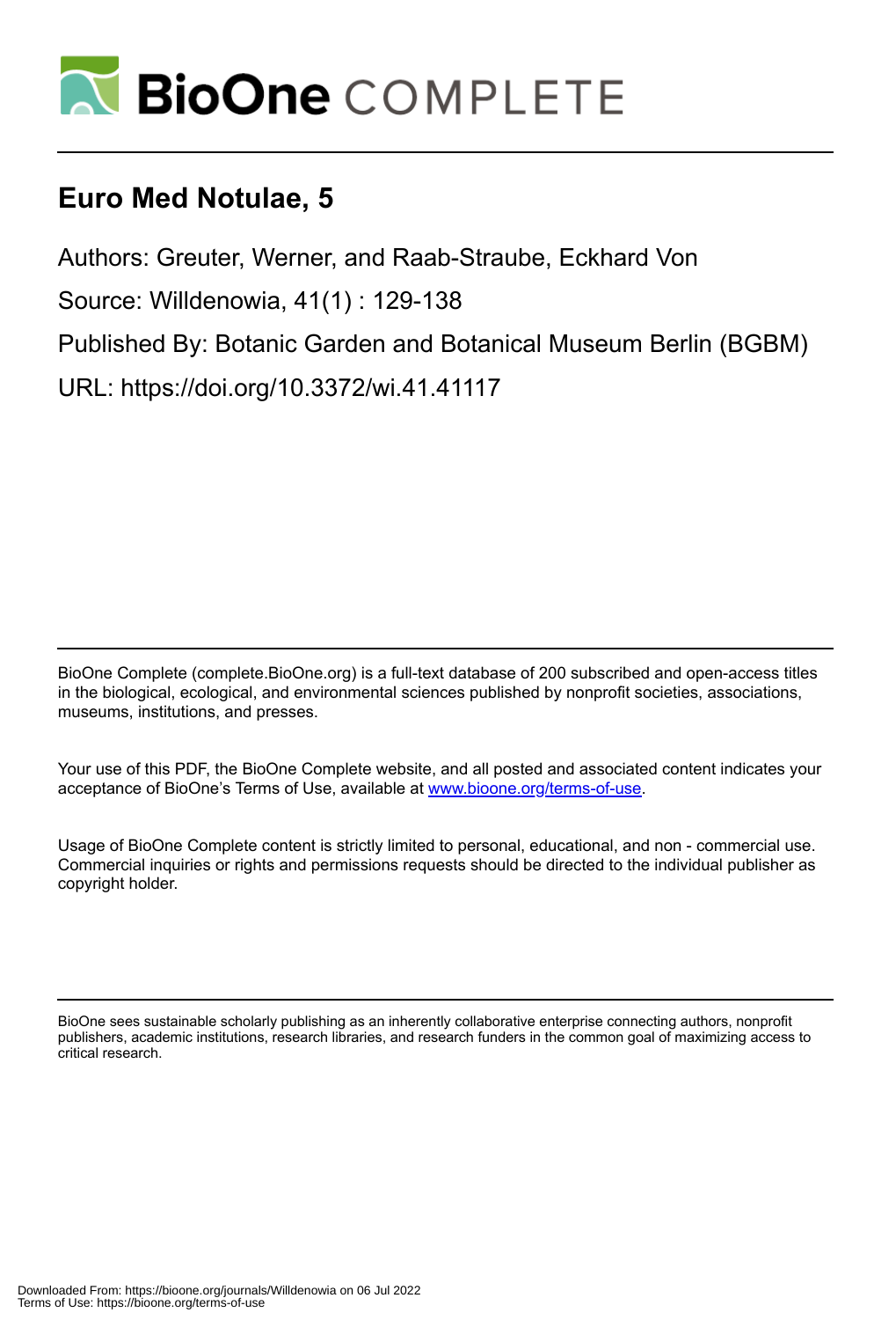# BioOne COMPLETE

## Euro Med Notulae, 5

Authors: Greuter, Werner, and Raab-Straube, Eckhard Von

Source: Willdenowia, 41(1) : 129-138

Published By: Botanic Garden and Botanical Museum Berlin (BGBM)

URL: https://doi.org/10.3372/wi.41.41117

---

BioOne Complete (complete.BioOne.org) is a full-text database of 200 subscribed and open-access titles in the biological, ecological, and environmental sciences published by nonprofit societies, associations, museums, institutions, and presses.

Your use of this PDF, the BioOne Complete website, and all posted and associated content indicates your acceptance of BioOne's Terms of Use, available at www.bioone.org/terms-of-use.

Usage of BioOne Complete content is strictly limited to personal, educational, and non - commercial use. Commercial inquiries or rights and permissions requests should be directed to the individual publisher as copyright holder.

---

BioOne sees sustainable scholarly publishing as an inherently collaborative enterprise connecting authors, nonprofit publishers, academic institutions, research libraries, and research funders in the common goal of maximizing access to critical research.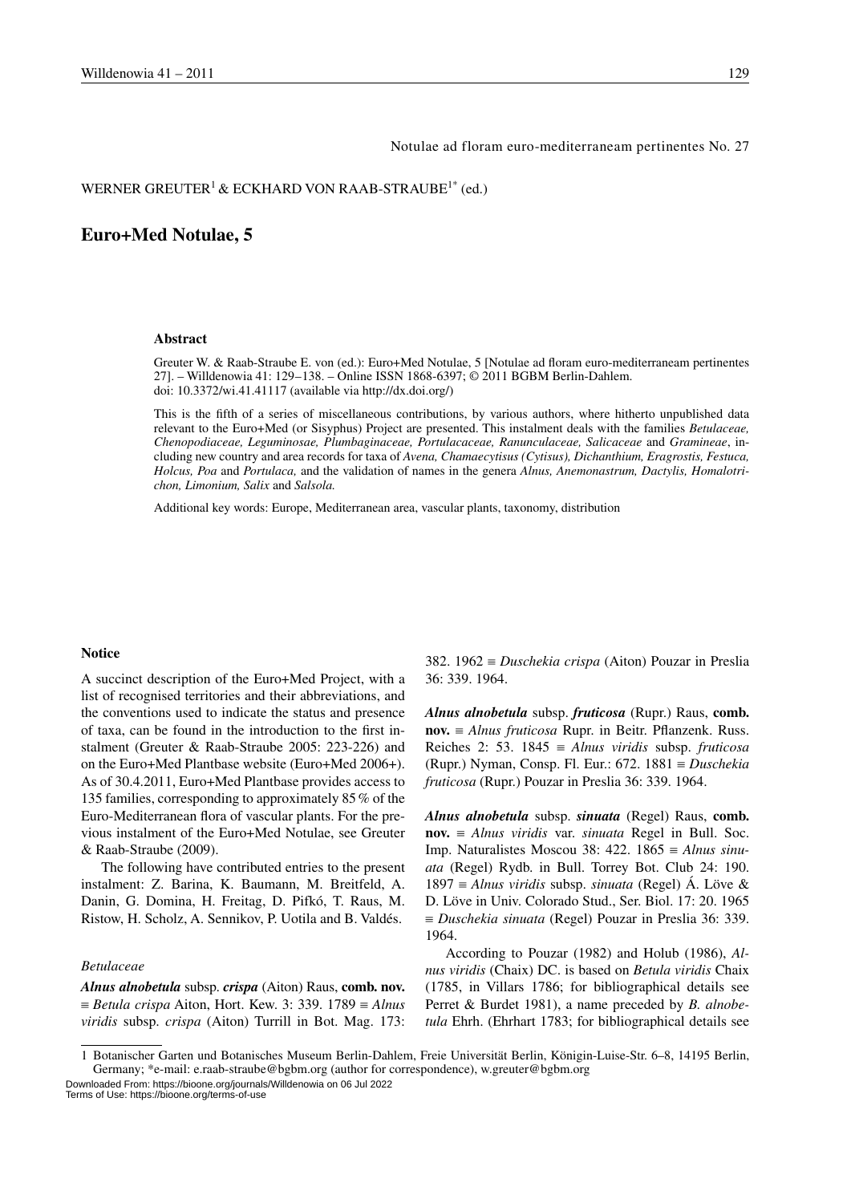Notulae ad floram euro-mediterraneam pertinentes No. 27

WERNER GREUTER[1] & ECKHARD VON RAAB-STRAUBE[1*] (ed.)

# Euro+Med Notulae, 5

### Abstract

Greuter W. & Raab-Straube E. von (ed.): Euro+Med Notulae, 5 [Notulae ad floram euro-mediterraneam pertinentes 27]. – Willdenowia 41: 129–138. – Online ISSN 1868-6397; © 2011 BGBM Berlin-Dahlem. doi: 10.3372/wi.41.41117 (available via http://dx.doi.org/)

This is the fifth of a series of miscellaneous contributions, by various authors, where hitherto unpublished data relevant to the Euro+Med (or Sisyphus) Project are presented. This instalment deals with the families *Betulaceae, Chenopodiaceae, Leguminosae, Plumbaginaceae, Portulacaceae, Ranunculaceae, Salicaceae* and *Gramineae*, including new country and area records for taxa of *Avena, Chamaecytisus (Cytisus), Dichanthium, Eragrostis, Festuca, Holcus, Poa* and *Portulaca,* and the validation of names in the genera *Alnus, Anemonastrum, Dactylis, Homalotrichon, Limonium, Salix* and *Salsola.*

Additional key words: Europe, Mediterranean area, vascular plants, taxonomy, distribution

### Notice

A succinct description of the Euro+Med Project, with a list of recognised territories and their abbreviations, and the conventions used to indicate the status and presence of taxa, can be found in the introduction to the first instalment (Greuter & Raab-Straube 2005: 223-226) and on the Euro+Med Plantbase website (Euro+Med 2006+). As of 30.4.2011, Euro+Med Plantbase provides access to 135 families, corresponding to approximately 85 % of the Euro-Mediterranean flora of vascular plants. For the previous instalment of the Euro+Med Notulae, see Greuter & Raab-Straube (2009).

The following have contributed entries to the present instalment: Z. Barina, K. Baumann, M. Breitfeld, A. Danin, G. Domina, H. Freitag, D. Pifkó, T. Raus, M. Ristow, H. Scholz, A. Sennikov, P. Uotila and B. Valdés.

#### *Betulaceae*

***Alnus alnobetula*** subsp. ***crispa*** (Aiton) Raus, **comb. nov.** ≡ *Betula crispa* Aiton, Hort. Kew. 3: 339. 1789 ≡ *Alnus viridis* subsp. *crispa* (Aiton) Turrill in Bot. Mag. 173: 382. 1962 ≡ *Duschekia crispa* (Aiton) Pouzar in Preslia 36: 339. 1964.

***Alnus alnobetula*** subsp. ***fruticosa*** (Rupr.) Raus, **comb. nov.** ≡ *Alnus fruticosa* Rupr. in Beitr. Pflanzenk. Russ. Reiches 2: 53. 1845 ≡ *Alnus viridis* subsp. *fruticosa* (Rupr.) Nyman, Consp. Fl. Eur.: 672. 1881 ≡ *Duschekia fruticosa* (Rupr.) Pouzar in Preslia 36: 339. 1964.

***Alnus alnobetula*** subsp. ***sinuata*** (Regel) Raus, **comb. nov.** ≡ *Alnus viridis* var. *sinuata* Regel in Bull. Soc. Imp. Naturalistes Moscou 38: 422. 1865 ≡ *Alnus sinuata* (Regel) Rydb. in Bull. Torrey Bot. Club 24: 190. 1897 ≡ *Alnus viridis* subsp. *sinuata* (Regel) Á. Löve & D. Löve in Univ. Colorado Stud., Ser. Biol. 17: 20. 1965 ≡ *Duschekia sinuata* (Regel) Pouzar in Preslia 36: 339. 1964.

According to Pouzar (1982) and Holub (1986), *Alnus viridis* (Chaix) DC. is based on *Betula viridis* Chaix (1785, in Villars 1786; for bibliographical details see Perret & Burdet 1981), a name preceded by *B. alnobetula* Ehrh. (Ehrhart 1783; for bibliographical details see

1 Botanischer Garten und Botanisches Museum Berlin-Dahlem, Freie Universität Berlin, Königin-Luise-Str. 6–8, 14195 Berlin, Germany; *e-mail: e.raab-straube@bgbm.org (author for correspondence), w.greuter@bgbm.org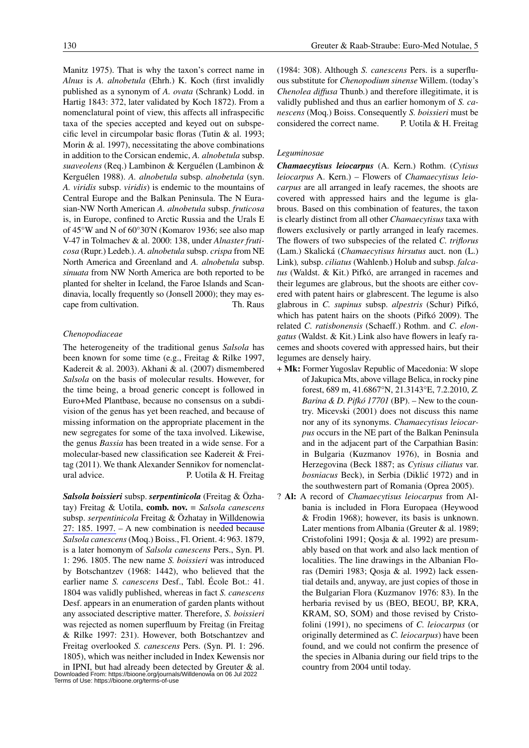Manitz 1975). That is why the taxon's correct name in *Alnus* is *A. alnobetula* (Ehrh.) K. Koch (first invalidly published as a synonym of *A. ovata* (Schrank) Lodd. in Hartig 1843: 372, later validated by Koch 1872). From a nomenclatural point of view, this affects all infraspecific taxa of the species accepted and keyed out on subspecific level in circumpolar basic floras (Tutin & al. 1993; Morin & al. 1997), necessitating the above combinations in addition to the Corsican endemic, *A. alnobetula* subsp. *suaveolens* (Req.) Lambinon & Kerguélen (Lambinon & Kerguélen 1988). *A. alnobetula* subsp. *alnobetula* (syn. *A. viridis* subsp. *viridis*) is endemic to the mountains of Central Europe and the Balkan Peninsula. The N Eurasian-NW North American *A. alnobetula* subsp. *fruticosa* is, in Europe, confined to Arctic Russia and the Urals E of 45°W and N of 60°30'N (Komarov 1936; see also map V-47 in Tolmachev & al. 2000: 138, under *Alnaster fruticosa* (Rupr.) Ledeb.). *A. alnobetula* subsp. *crispa* from NE North America and Greenland and *A. alnobetula* subsp. *sinuata* from NW North America are both reported to be planted for shelter in Iceland, the Faroe Islands and Scandinavia, locally frequently so (Jonsell 2000); they may escape from cultivation. Th. Raus

*Chenopodiaceae*

The heterogeneity of the traditional genus *Salsola* has been known for some time (e.g., Freitag & Rilke 1997, Kadereit & al. 2003). Akhani & al. (2007) dismembered *Salsola* on the basis of molecular results. However, for the time being, a broad generic concept is followed in Euro+Med Plantbase, because no consensus on a subdivision of the genus has yet been reached, and because of missing information on the appropriate placement in the new segregates for some of the taxa involved. Likewise, the genus *Bassia* has been treated in a wide sense. For a molecular-based new classification see Kadereit & Freitag (2011). We thank Alexander Sennikov for nomenclatural advice. P. Uotila & H. Freitag

***Salsola boissieri*** subsp. ***serpentinicola*** (Freitag & Özhatay) Freitag & Uotila, **comb. nov.** ≡ *Salsola canescens* subsp. *serpentinicola* Freitag & Özhatay in Willdenowia 27: 185. 1997. – A new combination is needed because *Salsola canescens* (Moq.) Boiss., Fl. Orient. 4: 963. 1879, is a later homonym of *Salsola canescens* Pers., Syn. Pl. 1: 296. 1805. The new name *S. boissieri* was introduced by Botschantzev (1968: 1442), who believed that the earlier name *S. canescens* Desf., Tabl. École Bot.: 41. 1804 was validly published, whereas in fact *S. canescens* Desf. appears in an enumeration of garden plants without any associated descriptive matter. Therefore, *S. boissieri* was rejected as nomen superfluum by Freitag (in Freitag & Rilke 1997: 231). However, both Botschantzev and Freitag overlooked *S. canescens* Pers. (Syn. Pl. 1: 296. 1805), which was neither included in Index Kewensis nor in IPNI, but had already been detected by Greuter & al. (1984: 308). Although *S. canescens* Pers. is a superfluous substitute for *Chenopodium sinense* Willem. (today's *Chenolea diffusa* Thunb.) and therefore illegitimate, it is validly published and thus an earlier homonym of *S. canescens* (Moq.) Boiss. Consequently *S. boissieri* must be considered the correct name. P. Uotila & H. Freitag

*Leguminosae*

***Chamaecytisus leiocarpus*** (A. Kern.) Rothm. (*Cytisus leiocarpus* A. Kern.) – Flowers of *Chamaecytisus leiocarpus* are all arranged in leafy racemes, the shoots are covered with appressed hairs and the legume is glabrous. Based on this combination of features, the taxon is clearly distinct from all other *Chamaecytisus* taxa with flowers exclusively or partly arranged in leafy racemes. The flowers of two subspecies of the related *C. triflorus* (Lam.) Skalická (*Chamaecytisus hirsutus* auct. non (L.) Link), subsp. *ciliatus* (Wahlenb.) Holub and subsp. *falcatus* (Waldst. & Kit.) Pifkó, are arranged in racemes and their legumes are glabrous, but the shoots are either covered with patent hairs or glabrescent. The legume is also glabrous in *C. supinus* subsp. *alpestris* (Schur) Pifkó, which has patent hairs on the shoots (Pifkó 2009). The related *C. ratisbonensis* (Schaeff.) Rothm. and *C. elongatus* (Waldst. & Kit.) Link also have flowers in leafy racemes and shoots covered with appressed hairs, but their legumes are densely hairy.

+ **Mk:** Former Yugoslav Republic of Macedonia: W slope of Jakupica Mts, above village Belica, in rocky pine forest, 689 m, 41.6867°N, 21.3143°E, 7.2.2010, *Z. Barina & D. Pifkó 17701* (BP). – New to the country. Micevski (2001) does not discuss this name nor any of its synonyms. *Chamaecytisus leiocarpus* occurs in the NE part of the Balkan Peninsula and in the adjacent part of the Carpathian Basin: in Bulgaria (Kuzmanov 1976), in Bosnia and Herzegovina (Beck 1887; as *Cytisus ciliatus* var. *bosniacus* Beck), in Serbia (Diklić 1972) and in the southwestern part of Romania (Oprea 2005).

? **Al:** A record of *Chamaecytisus leiocarpus* from Albania is included in Flora Europaea (Heywood & Frodin 1968); however, its basis is unknown. Later mentions from Albania (Greuter & al. 1989; Cristofolini 1991; Qosja & al. 1992) are presumably based on that work and also lack mention of localities. The line drawings in the Albanian Floras (Demiri 1983; Qosja & al. 1992) lack essential details and, anyway, are just copies of those in the Bulgarian Flora (Kuzmanov 1976: 83). In the herbaria revised by us (BEO, BEOU, BP, KRA, KRAM, SO, SOM) and those revised by Cristofolini (1991), no specimens of *C. leiocarpus* (or originally determined as *C. leiocarpus*) have been found, and we could not confirm the presence of the species in Albania during our field trips to the country from 2004 until today.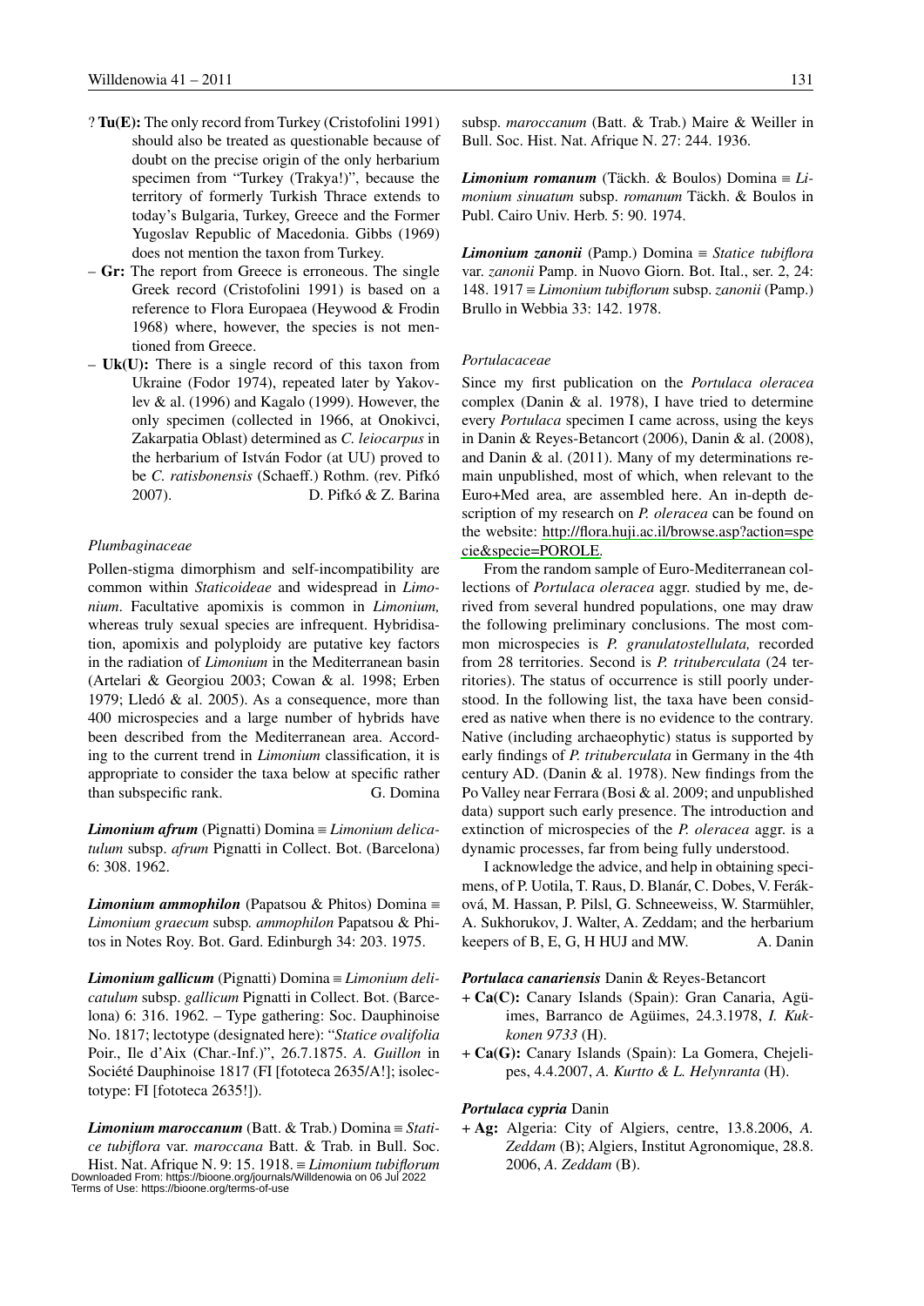? **Tu(E):** The only record from Turkey (Cristofolini 1991) should also be treated as questionable because of doubt on the precise origin of the only herbarium specimen from "Turkey (Trakya!)", because the territory of formerly Turkish Thrace extends to today's Bulgaria, Turkey, Greece and the Former Yugoslav Republic of Macedonia. Gibbs (1969) does not mention the taxon from Turkey.

– **Gr:** The report from Greece is erroneous. The single Greek record (Cristofolini 1991) is based on a reference to Flora Europaea (Heywood & Frodin 1968) where, however, the species is not mentioned from Greece.

– **Uk(U):** There is a single record of this taxon from Ukraine (Fodor 1974), repeated later by Yakovlev & al. (1996) and Kagalo (1999). However, the only specimen (collected in 1966, at Onokivci, Zakarpatia Oblast) determined as *C. leiocarpus* in the herbarium of István Fodor (at UU) proved to be *C. ratisbonensis* (Schaeff.) Rothm. (rev. Pifkó 2007). D. Pifkó & Z. Barina

### *Plumbaginaceae*

Pollen-stigma dimorphism and self-incompatibility are common within *Staticoideae* and widespread in *Limonium*. Facultative apomixis is common in *Limonium,* whereas truly sexual species are infrequent. Hybridisation, apomixis and polyploidy are putative key factors in the radiation of *Limonium* in the Mediterranean basin (Artelari & Georgiou 2003; Cowan & al. 1998; Erben 1979; Lledó & al. 2005). As a consequence, more than 400 microspecies and a large number of hybrids have been described from the Mediterranean area. According to the current trend in *Limonium* classification, it is appropriate to consider the taxa below at specific rather than subspecific rank. G. Domina

***Limonium afrum*** (Pignatti) Domina ≡ *Limonium delicatulum* subsp. *afrum* Pignatti in Collect. Bot. (Barcelona) 6: 308. 1962.

***Limonium ammophilon*** (Papatsou & Phitos) Domina ≡ *Limonium graecum* subsp*. ammophilon* Papatsou & Phitos in Notes Roy. Bot. Gard. Edinburgh 34: 203. 1975.

***Limonium gallicum*** (Pignatti) Domina ≡ *Limonium delicatulum* subsp. *gallicum* Pignatti in Collect. Bot. (Barcelona) 6: 316. 1962. – Type gathering: Soc. Dauphinoise No. 1817; lectotype (designated here): "*Statice ovalifolia* Poir., Ile d'Aix (Char.-Inf.)", 26.7.1875. *A. Guillon* in Société Dauphinoise 1817 (FI [fototeca 2635/A!]; isolectotype: FI [fototeca 2635!]).

***Limonium maroccanum*** (Batt. & Trab.) Domina ≡ *Statice tubiflora* var. *maroccana* Batt. & Trab. in Bull. Soc. Hist. Nat. Afrique N. 9: 15. 1918. ≡ *Limonium tubiflorum* subsp. *maroccanum* (Batt. & Trab.) Maire & Weiller in Bull. Soc. Hist. Nat. Afrique N. 27: 244. 1936.

***Limonium romanum*** (Täckh. & Boulos) Domina ≡ *Limonium sinuatum* subsp. *romanum* Täckh. & Boulos in Publ. Cairo Univ. Herb. 5: 90. 1974.

***Limonium zanonii*** (Pamp.) Domina ≡ *Statice tubiflora* var. *zanonii* Pamp. in Nuovo Giorn. Bot. Ital., ser. 2, 24: 148. 1917 ≡ *Limonium tubiflorum* subsp. *zanonii* (Pamp.) Brullo in Webbia 33: 142. 1978.

### *Portulacaceae*

Since my first publication on the *Portulaca oleracea* complex (Danin & al. 1978), I have tried to determine every *Portulaca* specimen I came across, using the keys in Danin & Reyes-Betancort (2006), Danin & al. (2008), and Danin & al. (2011). Many of my determinations remain unpublished, most of which, when relevant to the Euro+Med area, are assembled here. An in-depth description of my research on *P. oleracea* can be found on the website: http://flora.huji.ac.il/browse.asp?action=specie&specie=POROLE.

From the random sample of Euro-Mediterranean collections of *Portulaca oleracea* aggr. studied by me, derived from several hundred populations, one may draw the following preliminary conclusions. The most common microspecies is *P. granulatostellulata,* recorded from 28 territories. Second is *P. trituberculata* (24 territories). The status of occurrence is still poorly understood. In the following list, the taxa have been considered as native when there is no evidence to the contrary. Native (including archaeophytic) status is supported by early findings of *P. trituberculata* in Germany in the 4th century AD. (Danin & al. 1978). New findings from the Po Valley near Ferrara (Bosi & al. 2009; and unpublished data) support such early presence. The introduction and extinction of microspecies of the *P. oleracea* aggr. is a dynamic processes, far from being fully understood.

I acknowledge the advice, and help in obtaining specimens, of P. Uotila, T. Raus, D. Blanár, C. Dobes, V. Feráková, M. Hassan, P. Pilsl, G. Schneeweiss, W. Starmühler, A. Sukhorukov, J. Walter, A. Zeddam; and the herbarium keepers of B, E, G, H HUJ and MW. A. Danin

***Portulaca canariensis*** Danin & Reyes-Betancort

+ **Ca(C):** Canary Islands (Spain): Gran Canaria, Agüimes, Barranco de Agüimes, 24.3.1978, *I. Kukkonen 9733* (H).
+ **Ca(G):** Canary Islands (Spain): La Gomera, Chejelipes, 4.4.2007, *A. Kurtto & L. Helynranta* (H).

***Portulaca cypria*** Danin

+ **Ag:** Algeria: City of Algiers, centre, 13.8.2006, *A. Zeddam* (B); Algiers, Institut Agronomique, 28.8. 2006, *A. Zeddam* (B).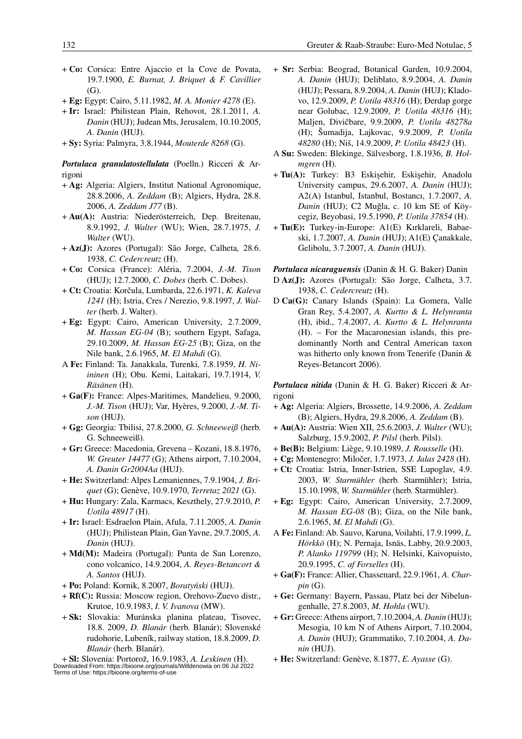+ **Co:** Corsica: Entre Ajaccio et la Cove de Povata, 19.7.1900, *E. Burnat, J. Briquet & F. Cavillier* (G).

+ **Eg:** Egypt: Cairo, 5.11.1982, *M. A. Monier 4278* (E).

+ **Ir:** Israel: Philistean Plain, Rehovot, 28.1.2011, *A. Danin* (HUJ); Judean Mts, Jerusalem, 10.10.2005, *A. Danin* (HUJ).

+ **Sy:** Syria: Palmyra, 3.8.1944, *Mouterde 8268* (G).

***Portulaca granulatostellulata*** (Poelln.) Ricceri & Arrigoni

+ **Ag:** Algeria: Algiers, Institut National Agronomique, 28.8.2006, *A. Zeddam* (B); Algiers, Hydra, 28.8. 2006, *A. Zeddam J77* (B).

+ **Au(A):** Austria: Niederösterreich, Dep. Breitenau, 8.9.1992, *J. Walter* (WU); Wien, 28.7.1975, *J. Walter* (WU).

+ **Az(J):** Azores (Portugal): São Jorge, Calheta, 28.6. 1938, *C. Cedercreutz* (H).

+ **Co:** Corsica (France): Aléria, 7.2004, *J.-M. Tison* (HUJ); 12.7.2000, *C. Dobes* (herb. C. Dobes).

+ **Ct:** Croatia: Korčula, Lumbarda, 22.6.1971, *K. Kaleva 1241* (H); Istria, Cres / Nerezio, 9.8.1997, *J. Walter* (herb. J. Walter).

+ **Eg:** Egypt: Cairo, American University, 2.7.2009, *M. Hassan EG-04* (B); southern Egypt, Safaga, 29.10.2009, *M. Hassan EG-25* (B); Giza, on the Nile bank, 2.6.1965, *M. El Mahdi* (G).

A **Fe:** Finland: Ta. Janakkala, Turenki, 7.8.1959, *H. Niininen* (H); Obu. Kemi, Laitakari, 19.7.1914, *V. Räsänen* (H).

+ **Ga(F):** France: Alpes-Maritimes, Mandelieu, 9.2000, *J.-M. Tison* (HUJ); Var, Hyères, 9.2000, *J.-M. Tison* (HUJ).

+ **Gg:** Georgia: Tbilisi, 27.8.2000, *G. Schneeweiß* (herb. G. Schneeweiß).

+ **Gr:** Greece: Macedonia, Grevena – Kozani, 18.8.1976, *W. Greuter 14477* (G); Athens airport, 7.10.2004, *A. Danin Gr2004Aa* (HUJ).

+ **He:** Switzerland: Alpes Lemaniennes, 7.9.1904, *J. Briquet* (G); Genève, 10.9.1970, *Terretaz 2021* (G).

+ **Hu:** Hungary: Zala, Karmacs, Keszthely, 27.9.2010, *P. Uotila 48917* (H).

+ **Ir:** Israel: Esdraelon Plain, Afula, 7.11.2005, *A. Danin* (HUJ); Philistean Plain, Gan Yavne, 29.7.2005, *A. Danin* (HUJ).

+ **Md(M):** Madeira (Portugal): Punta de San Lorenzo, cono volcanico, 14.9.2004, *A. Reyes-Betancort & A. Santos* (HUJ).

+ **Po:** Poland: Kornik, 8.2007, *Boratyński* (HUJ).

+ **Rf(C):** Russia: Moscow region, Orehovo-Zuevo distr., Krutoe, 10.9.1983, *I. V. Ivanova* (MW).

+ **Sk:** Slovakia: Muránska planina plateau, Tisovec, 18.8. 2009, *D. Blanár* (herb. Blanár); Slovenské rudohorie, Lubeník, railway station, 18.8.2009, *D. Blanár* (herb. Blanár).

+ **Sl:** Slovenia: Portorož, 16.9.1983, *A. Leskinen* (H).

+ **Sr:** Serbia: Beograd, Botanical Garden, 10.9.2004, *A. Danin* (HUJ); Deliblato, 8.9.2004, *A. Danin* (HUJ); Pessara, 8.9.2004, *A. Danin* (HUJ); Kladovo, 12.9.2009, *P. Uotila 48316* (H); Đerdap gorge near Golubac, 12.9.2009, *P. Uotila 48316* (H); Maljen, Divčbare, 9.9.2009, *P. Uotila 48278a* (H); Šumadija, Lajkovac, 9.9.2009, *P. Uotila 48280* (H); Niš, 14.9.2009, *P. Uotila 48423* (H).

A **Su:** Sweden: Blekinge, Sälvesborg, 1.8.1936, *B. Holmgren* (H).

+ **Tu(A):** Turkey: B3 Eskişehir, Eskişehir, Anadolu University campus, 29.6.2007, *A. Danin* (HUJ); A2(A) Istanbul, Istanbul, Bostancı, 1.7.2007, *A. Danin* (HUJ); C2 Muğla, c. 10 km SE of Köycegiz, Beyobasi, 19.5.1990, *P. Uotila 37854* (H).

+ **Tu(E):** Turkey-in-Europe: A1(E) Kırklareli, Babaeski, 1.7.2007, *A. Danin* (HUJ); A1(E) Çanakkale, Gelibolu, 3.7.2007, *A. Danin* (HUJ).

***Portulaca nicaraguensis*** (Danin & H. G. Baker) Danin

D **Az(J):** Azores (Portugal): São Jorge, Calheta, 3.7. 1938, *C. Cedercreutz* (H).

D **Ca(G):** Canary Islands (Spain): La Gomera, Valle Gran Rey, 5.4.2007, *A. Kurtto & L. Helynranta* (H), ibid., 7.4.2007, *A. Kurtto & L. Helynranta* (H). – For the Macaronesian islands, this predominantly North and Central American taxon was hitherto only known from Tenerife (Danin & Reyes-Betancort 2006).

***Portulaca nitida*** (Danin & H. G. Baker) Ricceri & Arrigoni

+ **Ag:** Algeria: Algiers, Brossette, 14.9.2006, *A. Zeddam* (B); Algiers, Hydra, 29.8.2006, *A. Zeddam* (B).

+ **Au(A):** Austria: Wien XII, 25.6.2003, *J. Walter* (WU); Salzburg, 15.9.2002, *P. Pilsl* (herb. Pilsl).

+ **Be(B):** Belgium: Liège, 9.10.1989, *J. Rousselle* (H).

+ **Cg:** Montenegro: Miločer, 1.7.1973, *J. Jalas 2428* (H).

+ **Ct:** Croatia: Istria, Inner-Istrien, SSE Lupoglav, 4.9. 2003, *W. Starmühler* (herb. Starmühler); Istria, 15.10.1998, *W. Starmühler* (herb. Starmühler).

+ **Eg:** Egypt: Cairo, American University, 2.7.2009, *M. Hassan EG-08* (B); Giza, on the Nile bank, 2.6.1965, *M. El Mahdi* (G).

A **Fe:** Finland: Ab. Sauvo, Karuna, Voilahti, 17.9.1999, *L. Hörkkö* (H); N. Pernaja, Isnäs, Labby, 20.9.2003, *P. Alanko 119799* (H); N. Helsinki, Kaivopuisto, 20.9.1995, *C. af Forselles* (H).

+ **Ga(F):** France: Allier, Chassenard, 22.9.1961, *A. Charpin* (G).

+ **Ge:** Germany: Bayern, Passau, Platz bei der Nibelungenhalle, 27.8.2003, *M. Hohla* (WU).

+ **Gr:** Greece: Athens airport, 7.10.2004, *A. Danin* (HUJ); Mesogia, 10 km N of Athens Airport, 7.10.2004, *A. Danin* (HUJ); Grammatiko, 7.10.2004, *A. Danin* (HUJ).

+ **He:** Switzerland: Genève, 8.1877, *E. Ayasse* (G).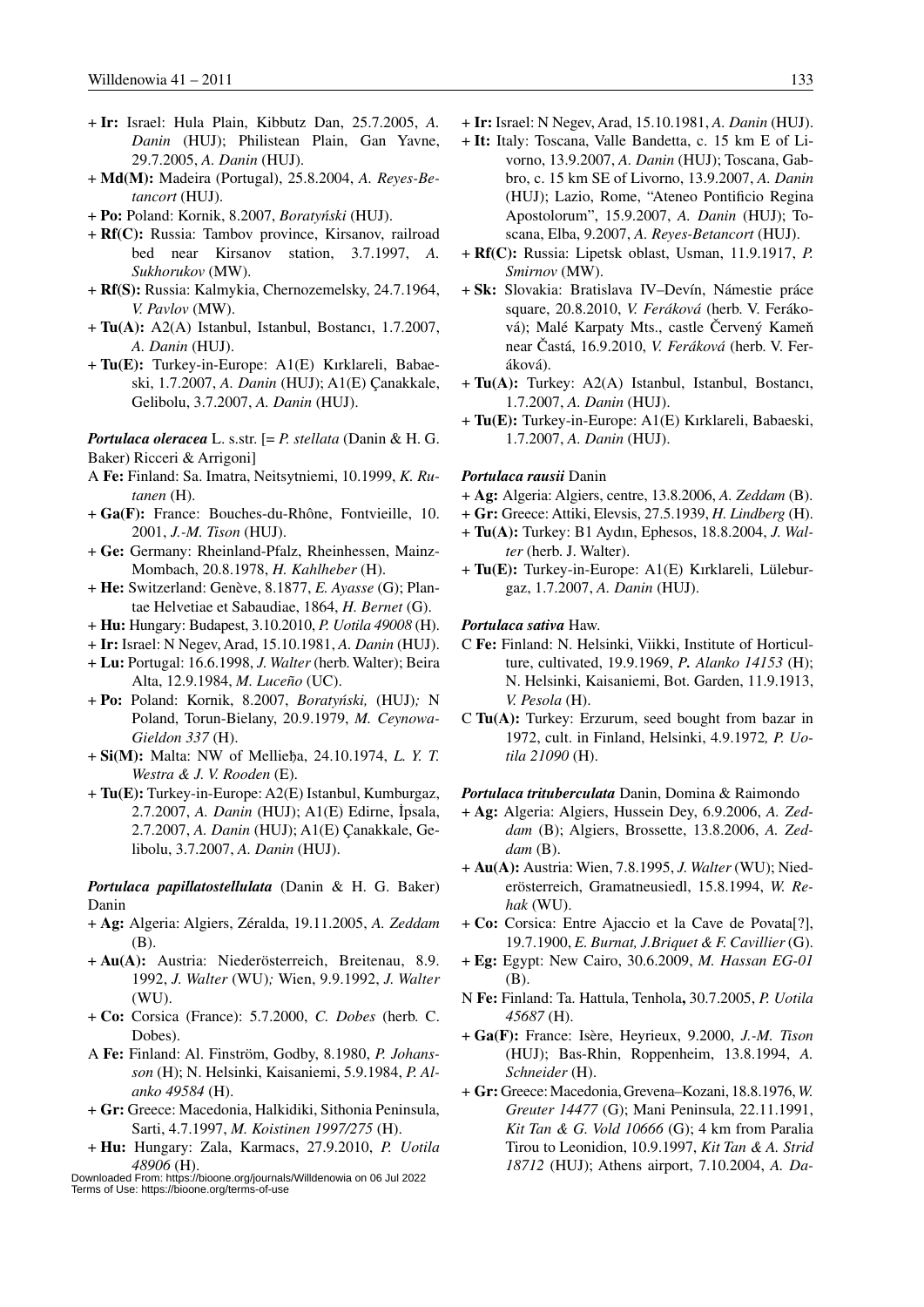+ **Ir:** Israel: Hula Plain, Kibbutz Dan, 25.7.2005, *A. Danin* (HUJ); Philistean Plain, Gan Yavne, 29.7.2005, *A. Danin* (HUJ).

+ **Md(M):** Madeira (Portugal), 25.8.2004, *A. Reyes-Betancort* (HUJ).

+ **Po:** Poland: Kornik, 8.2007, *Boratyński* (HUJ).

+ **Rf(C):** Russia: Tambov province, Kirsanov, railroad bed near Kirsanov station, 3.7.1997, *A. Sukhorukov* (MW).

+ **Rf(S):** Russia: Kalmykia, Chernozemelsky, 24.7.1964, *V. Pavlov* (MW).

+ **Tu(A):** A2(A) Istanbul, Istanbul, Bostancı, 1.7.2007, *A. Danin* (HUJ).

+ **Tu(E):** Turkey-in-Europe: A1(E) Kırklareli, Babaeski, 1.7.2007, *A. Danin* (HUJ); A1(E) Çanakkale, Gelibolu, 3.7.2007, *A. Danin* (HUJ).

***Portulaca oleracea*** L. s.str. [= *P. stellata* (Danin & H. G. Baker) Ricceri & Arrigoni]

A **Fe:** Finland: Sa. Imatra, Neitsytniemi, 10.1999, *K. Rutanen* (H).

+ **Ga(F):** France: Bouches-du-Rhône, Fontvieille, 10. 2001, *J.-M. Tison* (HUJ).

+ **Ge:** Germany: Rheinland-Pfalz, Rheinhessen, Mainz-Mombach, 20.8.1978, *H. Kahlheber* (H).

+ **He:** Switzerland: Genève, 8.1877, *E. Ayasse* (G); Plantae Helvetiae et Sabaudiae, 1864, *H. Bernet* (G).

+ **Hu:** Hungary: Budapest, 3.10.2010, *P. Uotila 49008* (H).

+ **Ir:** Israel: N Negev, Arad, 15.10.1981, *A. Danin* (HUJ).

+ **Lu:** Portugal: 16.6.1998, *J. Walter* (herb. Walter); Beira Alta, 12.9.1984, *M. Luceño* (UC).

+ **Po:** Poland: Kornik, 8.2007, *Boratyński,* (HUJ)*;* N Poland, Torun-Bielany, 20.9.1979, *M. Ceynowa-Gieldon 337* (H).

+ **Si(M):** Malta: NW of Mellieħa, 24.10.1974, *L. Y. T. Westra & J. V. Rooden* (E).

+ **Tu(E):** Turkey-in-Europe: A2(E) Istanbul, Kumburgaz, 2.7.2007, *A. Danin* (HUJ); A1(E) Edirne, İpsala, 2.7.2007, *A. Danin* (HUJ); A1(E) Çanakkale, Gelibolu, 3.7.2007, *A. Danin* (HUJ).

***Portulaca papillatostellulata*** (Danin & H. G. Baker) Danin

+ **Ag:** Algeria: Algiers, Zéralda, 19.11.2005, *A. Zeddam* (B).

+ **Au(A):** Austria: Niederösterreich, Breitenau, 8.9. 1992, *J. Walter* (WU)*;* Wien, 9.9.1992, *J. Walter* (WU).

+ **Co:** Corsica (France): 5.7.2000, *C. Dobes* (herb. C. Dobes).

A **Fe:** Finland: Al. Finström, Godby, 8.1980, *P. Johansson* (H); N. Helsinki, Kaisaniemi, 5.9.1984, *P. Alanko 49584* (H).

+ **Gr:** Greece: Macedonia, Halkidiki, Sithonia Peninsula, Sarti, 4.7.1997, *M. Koistinen 1997/275* (H).

+ **Hu:** Hungary: Zala, Karmacs, 27.9.2010, *P. Uotila 48906* (H).

+ **Ir:** Israel: N Negev, Arad, 15.10.1981, *A. Danin* (HUJ).

+ **It:** Italy: Toscana, Valle Bandetta, c. 15 km E of Livorno, 13.9.2007, *A. Danin* (HUJ); Toscana, Gabbro, c. 15 km SE of Livorno, 13.9.2007, *A. Danin* (HUJ); Lazio, Rome, "Ateneo Pontificio Regina Apostolorum", 15.9.2007, *A. Danin* (HUJ); Toscana, Elba, 9.2007, *A. Reyes-Betancort* (HUJ).

+ **Rf(C):** Russia: Lipetsk oblast, Usman, 11.9.1917, *P. Smirnov* (MW).

+ **Sk:** Slovakia: Bratislava IV–Devín, Námestie práce square, 20.8.2010, *V. Feráková* (herb. V. Feráková); Malé Karpaty Mts., castle Červený Kameň near Častá, 16.9.2010, *V. Feráková* (herb. V. Feráková).

+ **Tu(A):** Turkey: A2(A) Istanbul, Istanbul, Bostancı, 1.7.2007, *A. Danin* (HUJ).

+ **Tu(E):** Turkey-in-Europe: A1(E) Kırklareli, Babaeski, 1.7.2007, *A. Danin* (HUJ).

***Portulaca rausii*** Danin

+ **Ag:** Algeria: Algiers, centre, 13.8.2006, *A. Zeddam* (B).

+ **Gr:** Greece: Attiki, Elevsis, 27.5.1939, *H. Lindberg* (H).

+ **Tu(A):** Turkey: B1 Aydın, Ephesos, 18.8.2004, *J. Walter* (herb. J. Walter).

+ **Tu(E):** Turkey-in-Europe: A1(E) Kırklareli, Lüleburgaz, 1.7.2007, *A. Danin* (HUJ).

***Portulaca sativa*** Haw.

C **Fe:** Finland: N. Helsinki, Viikki, Institute of Horticulture, cultivated, 19.9.1969, ***P.*** *Alanko 14153* (H); N. Helsinki, Kaisaniemi, Bot. Garden, 11.9.1913, *V. Pesola* (H).

C **Tu(A):** Turkey: Erzurum, seed bought from bazar in 1972, cult. in Finland, Helsinki, 4.9.1972*, P. Uotila 21090* (H).

***Portulaca trituberculata*** Danin, Domina & Raimondo

+ **Ag:** Algeria: Algiers, Hussein Dey, 6.9.2006, *A. Zeddam* (B); Algiers, Brossette, 13.8.2006, *A. Zeddam* (B).

+ **Au(A):** Austria: Wien, 7.8.1995, *J. Walter* (WU); Niederösterreich, Gramatneusiedl, 15.8.1994, *W. Rehak* (WU).

+ **Co:** Corsica: Entre Ajaccio et la Cave de Povata[?], 19.7.1900, *E. Burnat, J.Briquet & F. Cavillier* (G).

+ **Eg:** Egypt: New Cairo, 30.6.2009, *M. Hassan EG-01* (B).

N **Fe:** Finland: Ta. Hattula, Tenhola**,** 30.7.2005, *P. Uotila 45687* (H).

+ **Ga(F):** France: Isère, Heyrieux, 9.2000, *J.-M. Tison* (HUJ); Bas-Rhin, Roppenheim, 13.8.1994, *A. Schneider* (H).

+ **Gr:** Greece: Macedonia, Grevena–Kozani, 18.8.1976, *W. Greuter 14477* (G); Mani Peninsula, 22.11.1991, *Kit Tan & G. Vold 10666* (G); 4 km from Paralia Tirou to Leonidion, 10.9.1997, *Kit Tan & A. Strid 18712* (HUJ); Athens airport, 7.10.2004, *A. Da-*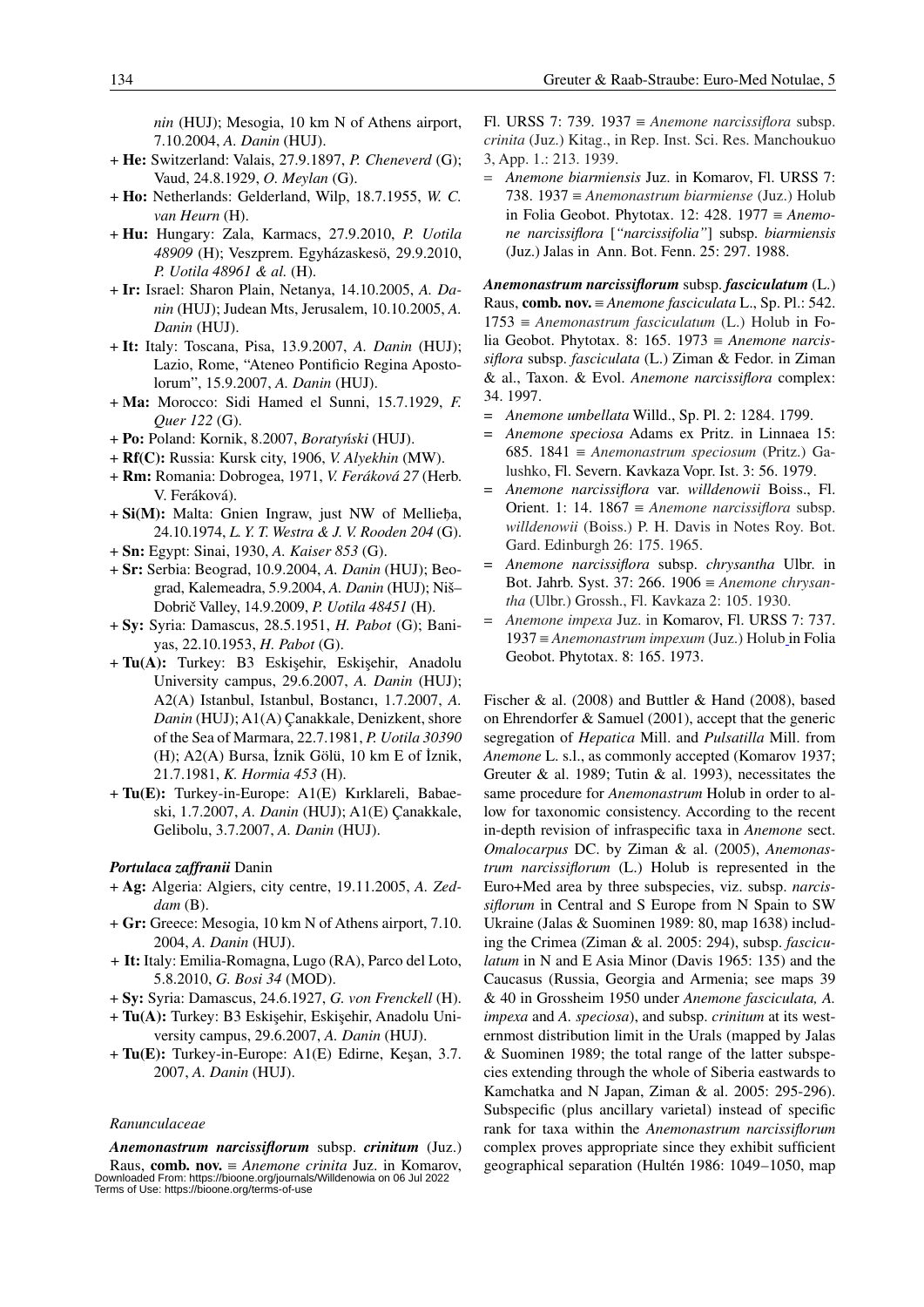*nin* (HUJ); Mesogia, 10 km N of Athens airport, 7.10.2004, *A. Danin* (HUJ).

+ **He:** Switzerland: Valais, 27.9.1897, *P. Cheneverd* (G); Vaud, 24.8.1929, *O. Meylan* (G).
+ **Ho:** Netherlands: Gelderland, Wilp, 18.7.1955, *W. C. van Heurn* (H).
+ **Hu:** Hungary: Zala, Karmacs, 27.9.2010, *P. Uotila 48909* (H); Veszprem. Egyházaskesö, 29.9.2010, *P. Uotila 48961 & al.* (H).
+ **Ir:** Israel: Sharon Plain, Netanya, 14.10.2005, *A. Danin* (HUJ); Judean Mts, Jerusalem, 10.10.2005, *A. Danin* (HUJ).
+ **It:** Italy: Toscana, Pisa, 13.9.2007, *A. Danin* (HUJ); Lazio, Rome, "Ateneo Pontificio Regina Apostolorum", 15.9.2007, *A. Danin* (HUJ).
+ **Ma:** Morocco: Sidi Hamed el Sunni, 15.7.1929, *F. Quer 122* (G).
+ **Po:** Poland: Kornik, 8.2007, *Boratyński* (HUJ).
+ **Rf(C):** Russia: Kursk city, 1906, *V. Alyekhin* (MW).
+ **Rm:** Romania: Dobrogea, 1971, *V. Feráková 27* (Herb. V. Feráková).
+ **Si(M):** Malta: Gnien Ingraw, just NW of Mellieħa, 24.10.1974, *L. Y. T. Westra & J. V. Rooden 204* (G).
+ **Sn:** Egypt: Sinai, 1930, *A. Kaiser 853* (G).
+ **Sr:** Serbia: Beograd, 10.9.2004, *A. Danin* (HUJ); Beograd, Kalemeadra, 5.9.2004, *A. Danin* (HUJ); Niš–Dobrič Valley, 14.9.2009, *P. Uotila 48451* (H).
+ **Sy:** Syria: Damascus, 28.5.1951, *H. Pabot* (G); Baniyas, 22.10.1953, *H. Pabot* (G).
+ **Tu(A):** Turkey: B3 Eskişehir, Eskişehir, Anadolu University campus, 29.6.2007, *A. Danin* (HUJ); A2(A) Istanbul, Istanbul, Bostancı, 1.7.2007, *A. Danin* (HUJ); A1(A) Çanakkale, Denizkent, shore of the Sea of Marmara, 22.7.1981, *P. Uotila 30390* (H); A2(A) Bursa, İznik Gölü, 10 km E of İznik, 21.7.1981, *K. Hormia 453* (H).
+ **Tu(E):** Turkey-in-Europe: A1(E) Kırklareli, Babaeski, 1.7.2007, *A. Danin* (HUJ); A1(E) Çanakkale, Gelibolu, 3.7.2007, *A. Danin* (HUJ).

***Portulaca zaffranii*** Danin

+ **Ag:** Algeria: Algiers, city centre, 19.11.2005, *A. Zeddam* (B).
+ **Gr:** Greece: Mesogia, 10 km N of Athens airport, 7.10. 2004, *A. Danin* (HUJ).
+ **It:** Italy: Emilia-Romagna, Lugo (RA), Parco del Loto, 5.8.2010, *G. Bosi 34* (MOD).
+ **Sy:** Syria: Damascus, 24.6.1927, *G. von Frenckell* (H).
+ **Tu(A):** Turkey: B3 Eskişehir, Eskişehir, Anadolu University campus, 29.6.2007, *A. Danin* (HUJ).
+ **Tu(E):** Turkey-in-Europe: A1(E) Edirne, Keşan, 3.7. 2007, *A. Danin* (HUJ).

*Ranunculaceae*

***Anemonastrum narcissiflorum*** subsp. ***crinitum*** (Juz.) Raus, **comb. nov.** ≡ *Anemone crinita* Juz. in Komarov, Fl. URSS 7: 739. 1937 ≡ *Anemone narcissiflora* subsp. *crinita* (Juz.) Kitag., in Rep. Inst. Sci. Res. Manchoukuo 3, App. 1.: 213. 1939.

= *Anemone biarmiensis* Juz. in Komarov, Fl. URSS 7: 738. 1937 ≡ *Anemonastrum biarmiense* (Juz.) Holub in Folia Geobot. Phytotax. 12: 428. 1977 ≡ *Anemone narcissiflora* [*"narcissifolia"*] subsp. *biarmiensis* (Juz.) Jalas in Ann. Bot. Fenn. 25: 297. 1988.

***Anemonastrum narcissiflorum*** subsp. ***fasciculatum*** (L.) Raus, **comb. nov.** ≡ *Anemone fasciculata* L., Sp. Pl.: 542. 1753 ≡ *Anemonastrum fasciculatum* (L.) Holub in Folia Geobot. Phytotax. 8: 165. 1973 ≡ *Anemone narcissiflora* subsp. *fasciculata* (L.) Ziman & Fedor. in Ziman & al., Taxon. & Evol. *Anemone narcissiflora* complex: 34. 1997.

= *Anemone umbellata* Willd., Sp. Pl. 2: 1284. 1799.
= *Anemone speciosa* Adams ex Pritz. in Linnaea 15: 685. 1841 ≡ *Anemonastrum speciosum* (Pritz.) Galushko, Fl. Severn. Kavkaza Vopr. Ist. 3: 56. 1979.
= *Anemone narcissiflora* var. *willdenowii* Boiss., Fl. Orient. 1: 14. 1867 ≡ *Anemone narcissiflora* subsp. *willdenowii* (Boiss.) P. H. Davis in Notes Roy. Bot. Gard. Edinburgh 26: 175. 1965.
= *Anemone narcissiflora* subsp. *chrysantha* Ulbr. in Bot. Jahrb. Syst. 37: 266. 1906 ≡ *Anemone chrysantha* (Ulbr.) Grossh., Fl. Kavkaza 2: 105. 1930.
= *Anemone impexa* Juz. in Komarov, Fl. URSS 7: 737. 1937 ≡ *Anemonastrum impexum* (Juz.) Holub in Folia Geobot. Phytotax. 8: 165. 1973.

Fischer & al. (2008) and Buttler & Hand (2008), based on Ehrendorfer & Samuel (2001), accept that the generic segregation of *Hepatica* Mill. and *Pulsatilla* Mill. from *Anemone* L. s.l., as commonly accepted (Komarov 1937; Greuter & al. 1989; Tutin & al. 1993), necessitates the same procedure for *Anemonastrum* Holub in order to allow for taxonomic consistency. According to the recent in-depth revision of infraspecific taxa in *Anemone* sect. *Omalocarpus* DC. by Ziman & al. (2005), *Anemonastrum narcissiflorum* (L.) Holub is represented in the Euro+Med area by three subspecies, viz. subsp. *narcissiflorum* in Central and S Europe from N Spain to SW Ukraine (Jalas & Suominen 1989: 80, map 1638) including the Crimea (Ziman & al. 2005: 294), subsp. *fasciculatum* in N and E Asia Minor (Davis 1965: 135) and the Caucasus (Russia, Georgia and Armenia; see maps 39 & 40 in Grossheim 1950 under *Anemone fasciculata, A. impexa* and *A. speciosa*), and subsp. *crinitum* at its westernmost distribution limit in the Urals (mapped by Jalas & Suominen 1989; the total range of the latter subspecies extending through the whole of Siberia eastwards to Kamchatka and N Japan, Ziman & al. 2005: 295-296). Subspecific (plus ancillary varietal) instead of specific rank for taxa within the *Anemonastrum narcissiflorum* complex proves appropriate since they exhibit sufficient geographical separation (Hultén 1986: 1049–1050, map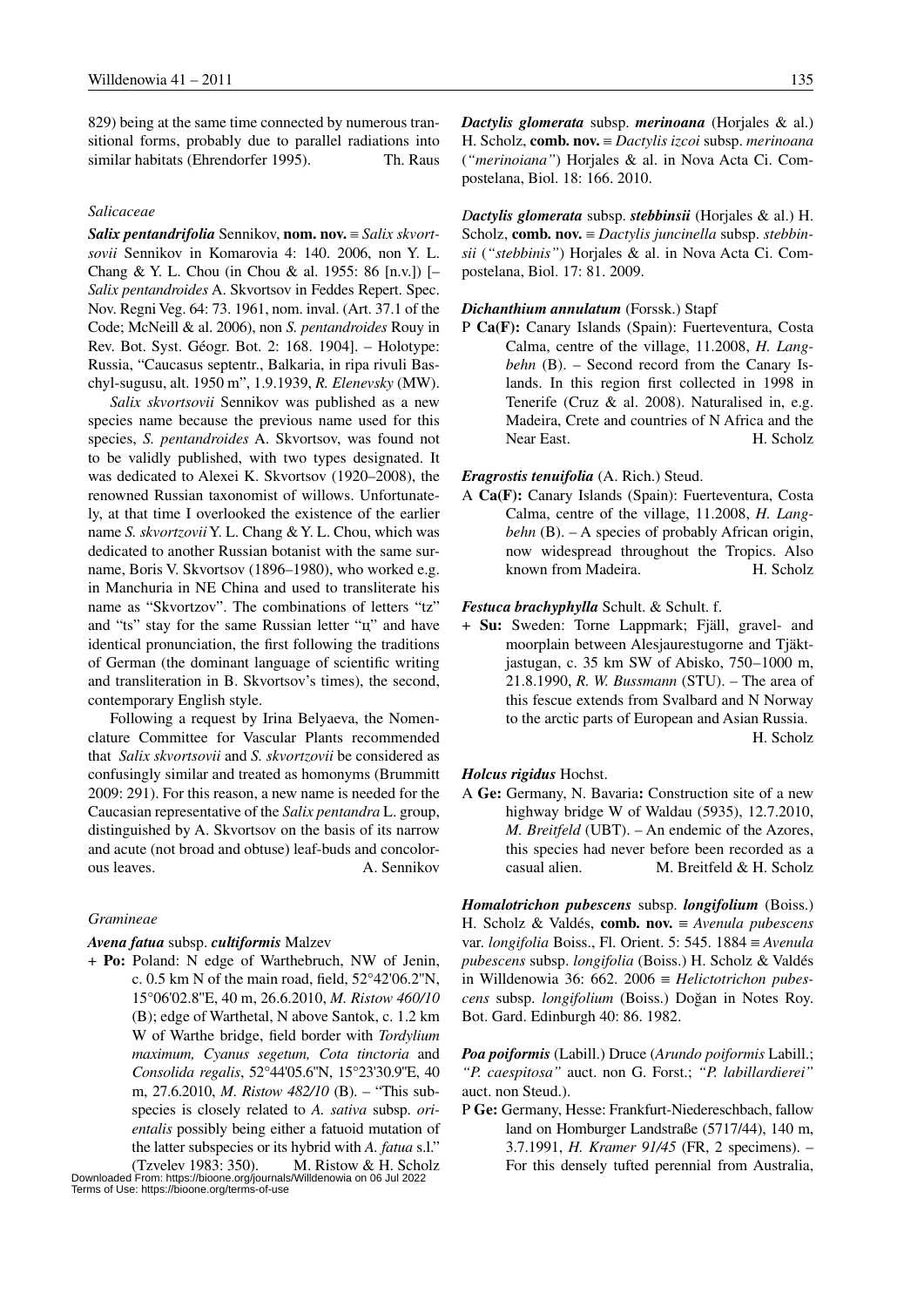829) being at the same time connected by numerous transitional forms, probably due to parallel radiations into similar habitats (Ehrendorfer 1995). Th. Raus

### *Salicaceae*

***Salix pentandrifolia*** Sennikov, **nom. nov.** ≡ *Salix skvortsovii* Sennikov in Komarovia 4: 140. 2006, non Y. L. Chang & Y. L. Chou (in Chou & al. 1955: 86 [n.v.]) [– *Salix pentandroides* A. Skvortsov in Feddes Repert. Spec. Nov. Regni Veg. 64: 73. 1961, nom. inval. (Art. 37.1 of the Code; McNeill & al. 2006), non *S. pentandroides* Rouy in Rev. Bot. Syst. Géogr. Bot. 2: 168. 1904]. – Holotype: Russia, "Caucasus septentr., Balkaria, in ripa rivuli Baschyl-sugusu, alt. 1950 m", 1.9.1939, *R. Elenevsky* (MW).

*Salix skvortsovii* Sennikov was published as a new species name because the previous name used for this species, *S. pentandroides* A. Skvortsov, was found not to be validly published, with two types designated. It was dedicated to Alexei K. Skvortsov (1920–2008), the renowned Russian taxonomist of willows. Unfortunately, at that time I overlooked the existence of the earlier name *S. skvortzovii* Y. L. Chang & Y. L. Chou, which was dedicated to another Russian botanist with the same surname, Boris V. Skvortsov (1896–1980), who worked e.g. in Manchuria in NE China and used to transliterate his name as "Skvortzov". The combinations of letters "tz" and "ts" stay for the same Russian letter "ц" and have identical pronunciation, the first following the traditions of German (the dominant language of scientific writing and transliteration in B. Skvortsov's times), the second, contemporary English style.

Following a request by Irina Belyaeva, the Nomenclature Committee for Vascular Plants recommended that *Salix skvortsovii* and *S. skvortzovii* be considered as confusingly similar and treated as homonyms (Brummitt 2009: 291). For this reason, a new name is needed for the Caucasian representative of the *Salix pentandra* L. group, distinguished by A. Skvortsov on the basis of its narrow and acute (not broad and obtuse) leaf-buds and concolorous leaves. A. Sennikov

### *Gramineae*

***Avena fatua*** subsp. ***cultiformis*** Malzev

\+ **Po:** Poland: N edge of Warthebruch, NW of Jenin, c. 0.5 km N of the main road, field, 52°42'06.2''N, 15°06'02.8''E, 40 m, 26.6.2010, *M. Ristow 460/10* (B); edge of Warthetal, N above Santok, c. 1.2 km W of Warthe bridge, field border with *Tordylium maximum, Cyanus segetum, Cota tinctoria* and *Consolida regalis*, 52°44'05.6''N, 15°23'30.9''E, 40 m, 27.6.2010, *M. Ristow 482/10* (B). – "This subspecies is closely related to *A. sativa* subsp. *orientalis* possibly being either a fatuoid mutation of the latter subspecies or its hybrid with *A. fatua* s.l." (Tzvelev 1983: 350). M. Ristow & H. Scholz

***Dactylis glomerata*** subsp. ***merinoana*** (Horjales & al.) H. Scholz, **comb. nov.** ≡ *Dactylis izcoi* subsp. *merinoana* (*"merinoiana"*) Horjales & al. in Nova Acta Ci. Compostelana, Biol. 18: 166. 2010.

***Dactylis glomerata*** subsp. ***stebbinsii*** (Horjales & al.) H. Scholz, **comb. nov.** ≡ *Dactylis juncinella* subsp. *stebbinsii* (*"stebbinis"*) Horjales & al. in Nova Acta Ci. Compostelana, Biol. 17: 81. 2009.

***Dichanthium annulatum*** (Forssk.) Stapf

P **Ca(F):** Canary Islands (Spain): Fuerteventura, Costa Calma, centre of the village, 11.2008, *H. Langbehn* (B). – Second record from the Canary Islands. In this region first collected in 1998 in Tenerife (Cruz & al. 2008). Naturalised in, e.g. Madeira, Crete and countries of N Africa and the Near East. H. Scholz

***Eragrostis tenuifolia*** (A. Rich.) Steud.

A **Ca(F):** Canary Islands (Spain): Fuerteventura, Costa Calma, centre of the village, 11.2008, *H. Langbehn* (B). – A species of probably African origin, now widespread throughout the Tropics. Also known from Madeira. H. Scholz

***Festuca brachyphylla*** Schult. & Schult. f.

\+ **Su:** Sweden: Torne Lappmark; Fjäll, gravel- and moorplain between Alesjaurestugorne and Tjäktjastugan, c. 35 km SW of Abisko, 750–1000 m, 21.8.1990, *R. W. Bussmann* (STU). – The area of this fescue extends from Svalbard and N Norway to the arctic parts of European and Asian Russia. H. Scholz

***Holcus rigidus*** Hochst.

A **Ge:** Germany, N. Bavaria**:** Construction site of a new highway bridge W of Waldau (5935), 12.7.2010, *M. Breitfeld* (UBT). – An endemic of the Azores, this species had never before been recorded as a casual alien. M. Breitfeld & H. Scholz

***Homalotrichon pubescens*** subsp. ***longifolium*** (Boiss.) H. Scholz & Valdés, **comb. nov.** ≡ *Avenula pubescens* var. *longifolia* Boiss., Fl. Orient. 5: 545. 1884 ≡ *Avenula pubescens* subsp. *longifolia* (Boiss.) H. Scholz & Valdés in Willdenowia 36: 662. 2006 ≡ *Helictotrichon pubescens* subsp. *longifolium* (Boiss.) Doğan in Notes Roy. Bot. Gard. Edinburgh 40: 86. 1982.

***Poa poiformis*** (Labill.) Druce (*Arundo poiformis* Labill.; *"P. caespitosa"* auct. non G. Forst.; *"P. labillardierei"* auct. non Steud.).

P **Ge:** Germany, Hesse: Frankfurt-Niedereschbach, fallow land on Homburger Landstraße (5717/44), 140 m, 3.7.1991, *H. Kramer 91/45* (FR, 2 specimens). – For this densely tufted perennial from Australia,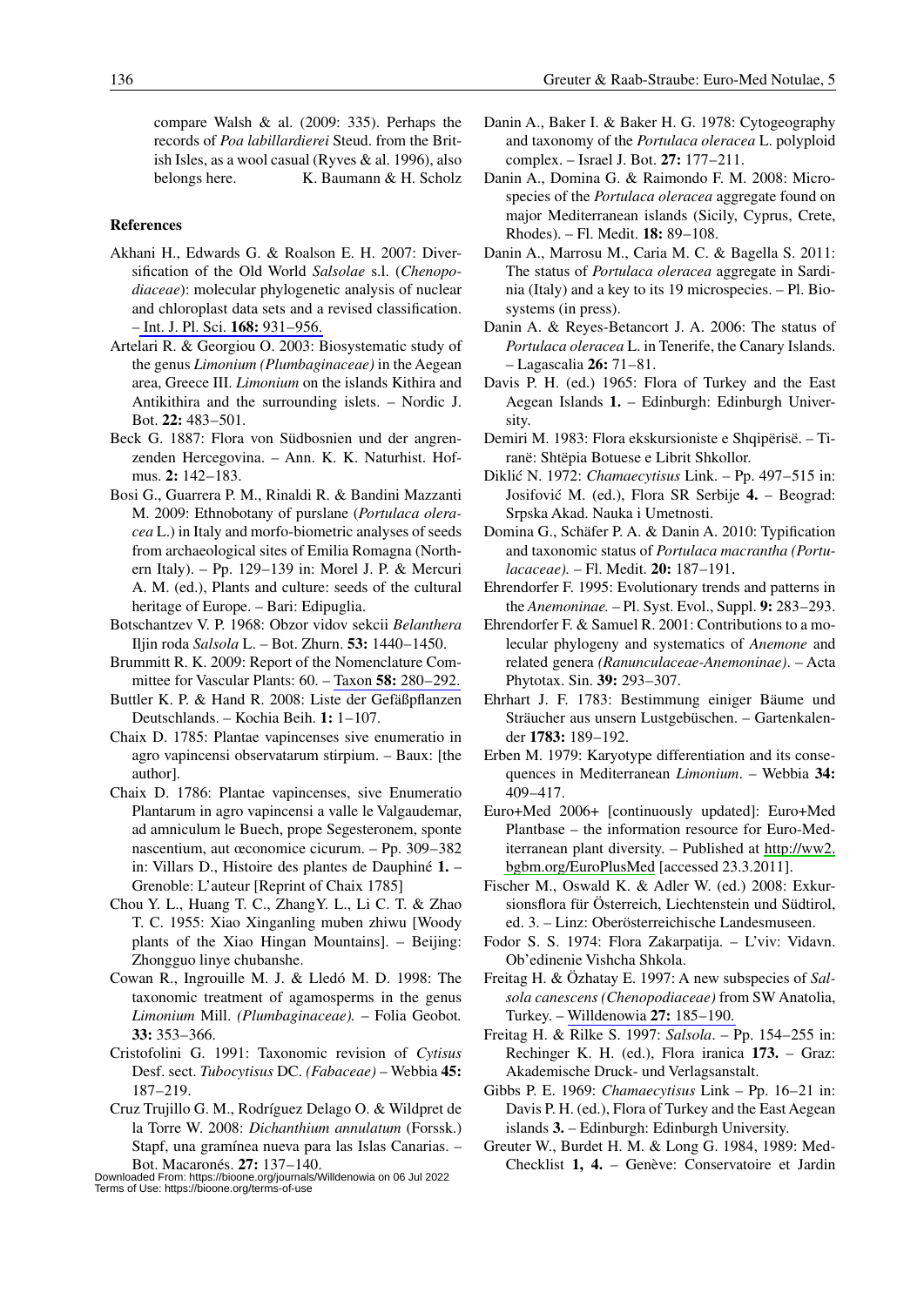compare Walsh & al. (2009: 335). Perhaps the records of *Poa labillardierei* Steud. from the British Isles, as a wool casual (Ryves & al. 1996), also belongs here. K. Baumann & H. Scholz

## References

Akhani H., Edwards G. & Roalson E. H. 2007: Diversification of the Old World *Salsolae* s.l. (*Chenopodiaceae*): molecular phylogenetic analysis of nuclear and chloroplast data sets and a revised classification. – Int. J. Pl. Sci. **168:** 931–956.

Artelari R. & Georgiou O. 2003: Biosystematic study of the genus *Limonium (Plumbaginaceae)* in the Aegean area, Greece III. *Limonium* on the islands Kithira and Antikithira and the surrounding islets. – Nordic J. Bot. **22:** 483–501.

Beck G. 1887: Flora von Südbosnien und der angrenzenden Hercegovina. – Ann. K. K. Naturhist. Hofmus. **2:** 142–183.

Bosi G., Guarrera P. M., Rinaldi R. & Bandini Mazzanti M. 2009: Ethnobotany of purslane (*Portulaca oleracea* L.) in Italy and morfo-biometric analyses of seeds from archaeological sites of Emilia Romagna (Northern Italy). – Pp. 129–139 in: Morel J. P. & Mercuri A. M. (ed.), Plants and culture: seeds of the cultural heritage of Europe. – Bari: Edipuglia.

Botschantzev V. P. 1968: Obzor vidov sekcii *Belanthera* Iljin roda *Salsola* L. – Bot. Zhurn. **53:** 1440–1450.

Brummitt R. K. 2009: Report of the Nomenclature Committee for Vascular Plants: 60. – Taxon **58:** 280–292.

Buttler K. P. & Hand R. 2008: Liste der Gefäßpflanzen Deutschlands. – Kochia Beih. **1:** 1–107.

Chaix D. 1785: Plantae vapincenses sive enumeratio in agro vapincensi observatarum stirpium. – Baux: [the author].

Chaix D. 1786: Plantae vapincenses, sive Enumeratio Plantarum in agro vapincensi a valle le Valgaudemar, ad amniculum le Buech, prope Segesteronem, sponte nascentium, aut œconomice cicurum. – Pp. 309–382 in: Villars D., Histoire des plantes de Dauphiné **1.** – Grenoble: L'auteur [Reprint of Chaix 1785]

Chou Y. L., Huang T. C., ZhangY. L., Li C. T. & Zhao T. C. 1955: Xiao Xinganling muben zhiwu [Woody plants of the Xiao Hingan Mountains]. – Beijing: Zhongguo linye chubanshe.

Cowan R., Ingrouille M. J. & Lledó M. D. 1998: The taxonomic treatment of agamosperms in the genus *Limonium* Mill. *(Plumbaginaceae).* – Folia Geobot. **33:** 353–366.

Cristofolini G. 1991: Taxonomic revision of *Cytisus* Desf. sect. *Tubocytisus* DC. *(Fabaceae)* – Webbia **45:** 187–219.

Cruz Trujillo G. M., Rodríguez Delago O. & Wildpret de la Torre W. 2008: *Dichanthium annulatum* (Forssk.) Stapf, una gramínea nueva para las Islas Canarias. – Bot. Macaronés. **27:** 137–140.

Danin A., Baker I. & Baker H. G. 1978: Cytogeography and taxonomy of the *Portulaca oleracea* L. polyploid complex. – Israel J. Bot. **27:** 177–211.

Danin A., Domina G. & Raimondo F. M. 2008: Microspecies of the *Portulaca oleracea* aggregate found on major Mediterranean islands (Sicily, Cyprus, Crete, Rhodes). – Fl. Medit. **18:** 89–108.

Danin A., Marrosu M., Caria M. C. & Bagella S. 2011: The status of *Portulaca oleracea* aggregate in Sardinia (Italy) and a key to its 19 microspecies. – Pl. Biosystems (in press).

Danin A. & Reyes-Betancort J. A. 2006: The status of *Portulaca oleracea* L. in Tenerife, the Canary Islands. – Lagascalia **26:** 71–81.

Davis P. H. (ed.) 1965: Flora of Turkey and the East Aegean Islands **1.** – Edinburgh: Edinburgh University.

Demiri M. 1983: Flora ekskursioniste e Shqipërisë. – Tiranë: Shtëpia Botuese e Librit Shkollor.

Diklić N. 1972: *Chamaecytisus* Link. – Pp. 497–515 in: Josifović M. (ed.), Flora SR Serbije **4.** – Beograd: Srpska Akad. Nauka i Umetnosti.

Domina G., Schäfer P. A. & Danin A. 2010: Typification and taxonomic status of *Portulaca macrantha (Portulacaceae).* – Fl. Medit. **20:** 187–191.

Ehrendorfer F. 1995: Evolutionary trends and patterns in the *Anemoninae.* – Pl. Syst. Evol., Suppl. **9:** 283–293.

Ehrendorfer F. & Samuel R. 2001: Contributions to a molecular phylogeny and systematics of *Anemone* and related genera *(Ranunculaceae-Anemoninae)*. – Acta Phytotax. Sin. **39:** 293–307.

Ehrhart J. F. 1783: Bestimmung einiger Bäume und Sträucher aus unsern Lustgebüschen. – Gartenkalender **1783:** 189–192.

Erben M. 1979: Karyotype differentiation and its consequences in Mediterranean *Limonium*. – Webbia **34:** 409–417.

Euro+Med 2006+ [continuously updated]: Euro+Med Plantbase – the information resource for Euro-Mediterranean plant diversity. – Published at http://ww2.bgbm.org/EuroPlusMed [accessed 23.3.2011].

Fischer M., Oswald K. & Adler W. (ed.) 2008: Exkursionsflora für Österreich, Liechtenstein und Südtirol, ed. 3. – Linz: Oberösterreichische Landesmuseen.

Fodor S. S. 1974: Flora Zakarpatija. – L'viv: Vidavn. Ob'edinenie Vishcha Shkola.

Freitag H. & Özhatay E. 1997: A new subspecies of *Salsola canescens (Chenopodiaceae)* from SW Anatolia, Turkey. – Willdenowia **27:** 185–190.

Freitag H. & Rilke S. 1997: *Salsola*. – Pp. 154–255 in: Rechinger K. H. (ed.), Flora iranica **173.** – Graz: Akademische Druck- und Verlagsanstalt.

Gibbs P. E. 1969: *Chamaecytisus* Link – Pp. 16–21 in: Davis P. H. (ed.), Flora of Turkey and the East Aegean islands **3.** – Edinburgh: Edinburgh University.

Greuter W., Burdet H. M. & Long G. 1984, 1989: Med-Checklist **1, 4.** – Genève: Conservatoire et Jardin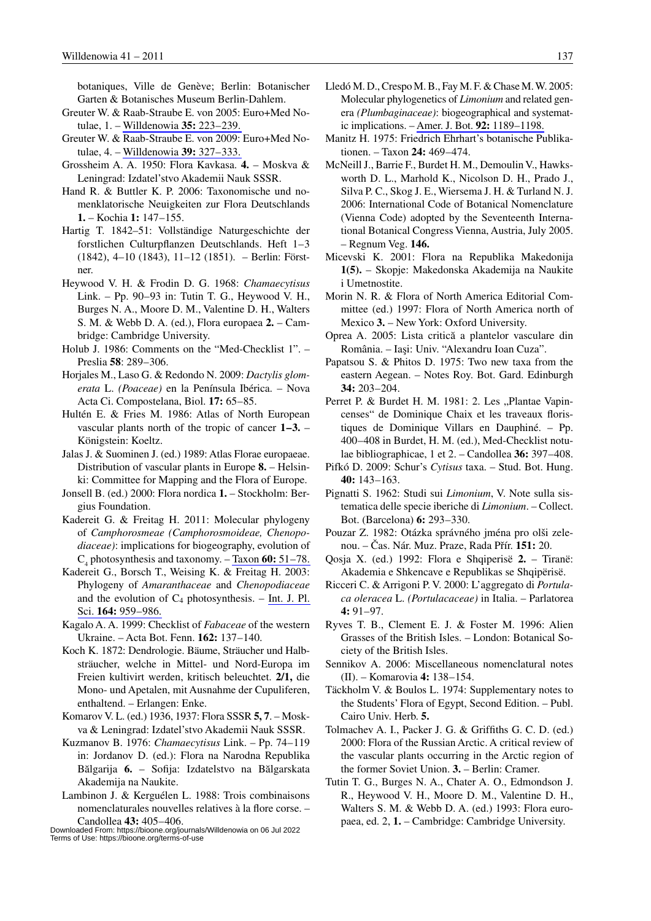botaniques, Ville de Genève; Berlin: Botanischer Garten & Botanisches Museum Berlin-Dahlem.

Greuter W. & Raab-Straube E. von 2005: Euro+Med Notulae, 1. – Willdenowia **35:** 223–239.

Greuter W. & Raab-Straube E. von 2009: Euro+Med Notulae, 4. – Willdenowia **39:** 327–333.

Grossheim A. A. 1950: Flora Kavkasa. **4.** – Moskva & Leningrad: Izdatel'stvo Akademii Nauk SSSR.

Hand R. & Buttler K. P. 2006: Taxonomische und nomenklatorische Neuigkeiten zur Flora Deutschlands **1.** – Kochia **1:** 147–155.

Hartig T. 1842–51: Vollständige Naturgeschichte der forstlichen Culturpflanzen Deutschlands. Heft 1–3 (1842), 4–10 (1843), 11–12 (1851). – Berlin: Förstner.

Heywood V. H. & Frodin D. G. 1968: *Chamaecytisus* Link. – Pp. 90–93 in: Tutin T. G., Heywood V. H., Burges N. A., Moore D. M., Valentine D. H., Walters S. M. & Webb D. A. (ed.), Flora europaea **2.** – Cambridge: Cambridge University.

Holub J. 1986: Comments on the "Med-Checklist 1". – Preslia **58**: 289–306.

Horjales M., Laso G. & Redondo N. 2009: *Dactylis glomerata* L. *(Poaceae)* en la Península Ibérica. – Nova Acta Ci. Compostelana, Biol. **17:** 65–85.

Hultén E. & Fries M. 1986: Atlas of North European vascular plants north of the tropic of cancer **1–3.** – Königstein: Koeltz.

Jalas J. & Suominen J. (ed.) 1989: Atlas Florae europaeae. Distribution of vascular plants in Europe **8.** – Helsinki: Committee for Mapping and the Flora of Europe.

Jonsell B. (ed.) 2000: Flora nordica **1.** – Stockholm: Bergius Foundation.

Kadereit G. & Freitag H. 2011: Molecular phylogeny of *Camphorosmeae (Camphorosmoideae, Chenopodiaceae)*: implications for biogeography, evolution of $C_4$ photosynthesis and taxonomy. – Taxon **60:** 51–78.

Kadereit G., Borsch T., Weising K. & Freitag H. 2003: Phylogeny of *Amaranthaceae* and *Chenopodiaceae* and the evolution of $C_4$ photosynthesis. – Int. J. Pl. Sci. **164:** 959–986.

Kagalo A. A. 1999: Checklist of *Fabaceae* of the western Ukraine. – Acta Bot. Fenn. **162:** 137–140.

Koch K. 1872: Dendrologie. Bäume, Sträucher und Halbsträucher, welche in Mittel- und Nord-Europa im Freien kultivirt werden, kritisch beleuchtet. **2/1,** die Mono- und Apetalen, mit Ausnahme der Cupuliferen, enthaltend. – Erlangen: Enke.

Komarov V. L. (ed.) 1936, 1937: Flora SSSR **5, 7**. – Moskva & Leningrad: Izdatel'stvo Akademii Nauk SSSR.

Kuzmanov B. 1976: *Chamaecytisus* Link. – Pp. 74–119 in: Jordanov D. (ed.): Flora na Narodna Republika Bălgarija **6.** – Sofija: Izdatelstvo na Bălgarskata Akademija na Naukite.

Lambinon J. & Kerguélen L. 1988: Trois combinaisons nomenclaturales nouvelles relatives à la flore corse. – Candollea **43:** 405–406.

Lledó M. D., Crespo M. B., Fay M. F. & Chase M. W. 2005: Molecular phylogenetics of *Limonium* and related genera *(Plumbaginaceae)*: biogeographical and systematic implications. – Amer. J. Bot. **92:** 1189–1198.

Manitz H. 1975: Friedrich Ehrhart's botanische Publikationen. – Taxon **24:** 469–474.

McNeill J., Barrie F., Burdet H. M., Demoulin V., Hawksworth D. L., Marhold K., Nicolson D. H., Prado J., Silva P. C., Skog J. E., Wiersema J. H. & Turland N. J. 2006: International Code of Botanical Nomenclature (Vienna Code) adopted by the Seventeenth International Botanical Congress Vienna, Austria, July 2005. – Regnum Veg. **146.**

Micevski K. 2001: Flora na Republika Makedonija **1(5).** – Skopje: Makedonska Akademija na Naukite i Umetnostite.

Morin N. R. & Flora of North America Editorial Committee (ed.) 1997: Flora of North America north of Mexico **3.** – New York: Oxford University.

Oprea A. 2005: Lista critică a plantelor vasculare din România. – Iași: Univ. "Alexandru Ioan Cuza".

Papatsou S. & Phitos D. 1975: Two new taxa from the eastern Aegean. – Notes Roy. Bot. Gard. Edinburgh **34:** 203–204.

Perret P. & Burdet H. M. 1981: 2. Les „Plantae Vapincenses" de Dominique Chaix et les traveaux floristiques de Dominique Villars en Dauphiné. – Pp. 400–408 in Burdet, H. M. (ed.), Med-Checklist notulae bibliographicae, 1 et 2. – Candollea **36:** 397–408.

Pifkó D. 2009: Schur's *Cytisus* taxa. – Stud. Bot. Hung. **40:** 143–163.

Pignatti S. 1962: Studi sui *Limonium*, V. Note sulla sistematica delle specie iberiche di *Limonium*. – Collect. Bot. (Barcelona) **6:** 293–330.

Pouzar Z. 1982: Otázka správného jména pro olši zelenou. – Čas. Nár. Muz. Praze, Rada Přír. **151:** 20.

Qosja X. (ed.) 1992: Flora e Shqiperisë **2.** – Tiranë: Akademia e Shkencave e Republikas se Shqipërisë.

Ricceri C. & Arrigoni P. V. 2000: L'aggregato di *Portulaca oleracea* L. *(Portulacaceae)* in Italia. – Parlatorea **4:** 91–97.

Ryves T. B., Clement E. J. & Foster M. 1996: Alien Grasses of the British Isles. – London: Botanical Society of the British Isles.

Sennikov A. 2006: Miscellaneous nomenclatural notes (II). – Komarovia **4:** 138–154.

Täckholm V. & Boulos L. 1974: Supplementary notes to the Students' Flora of Egypt, Second Edition. – Publ. Cairo Univ. Herb. **5.**

Tolmachev A. I., Packer J. G. & Griffiths G. C. D. (ed.) 2000: Flora of the Russian Arctic. A critical review of the vascular plants occurring in the Arctic region of the former Soviet Union. **3.** – Berlin: Cramer.

Tutin T. G., Burges N. A., Chater A. O., Edmondson J. R., Heywood V. H., Moore D. M., Valentine D. H., Walters S. M. & Webb D. A. (ed.) 1993: Flora europaea, ed. 2, **1.** – Cambridge: Cambridge University.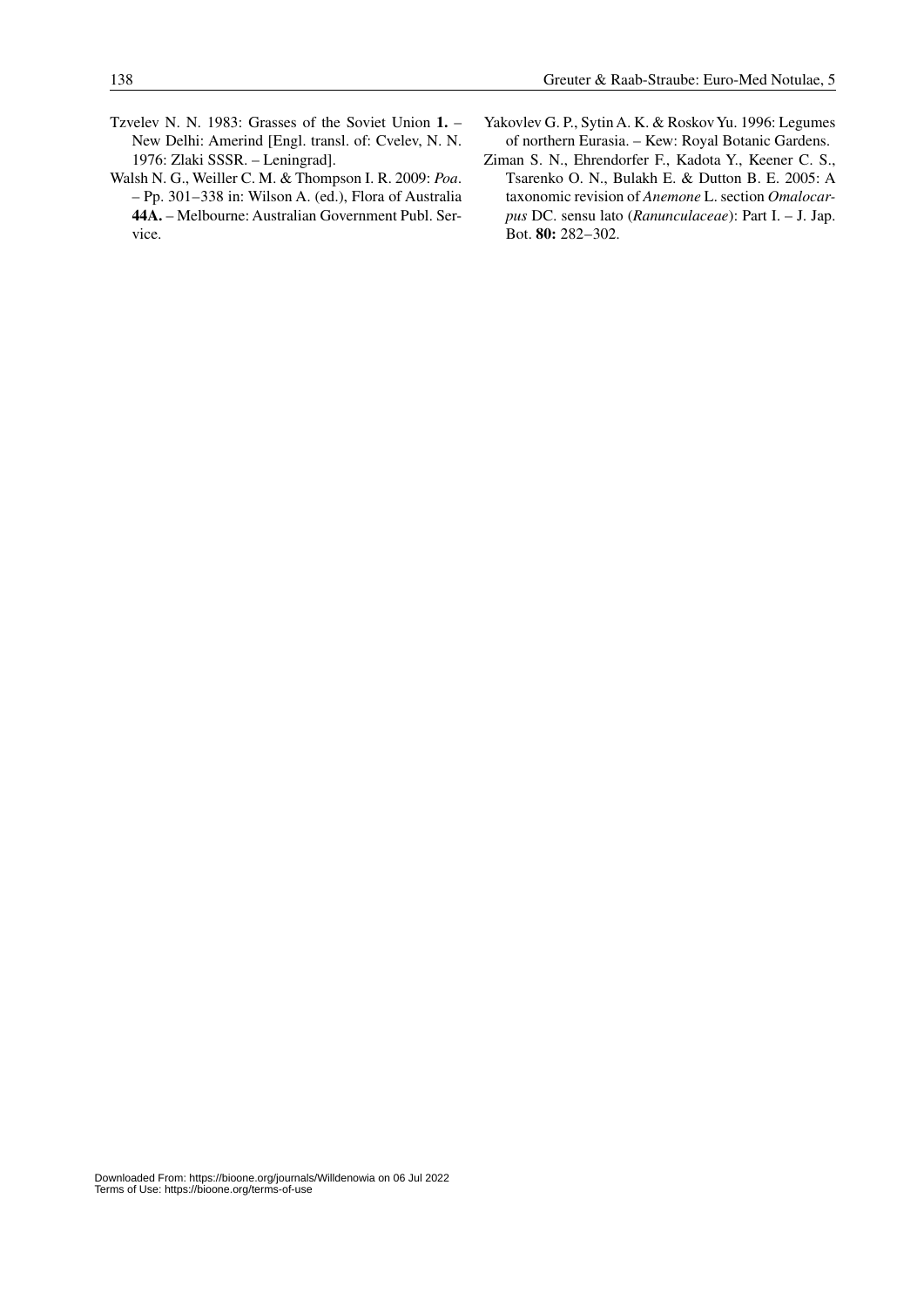Tzvelev N. N. 1983: Grasses of the Soviet Union **1.** – New Delhi: Amerind [Engl. transl. of: Cvelev, N. N. 1976: Zlaki SSSR. – Leningrad].

Walsh N. G., Weiller C. M. & Thompson I. R. 2009: *Poa*. – Pp. 301–338 in: Wilson A. (ed.), Flora of Australia **44A.** – Melbourne: Australian Government Publ. Service.

Yakovlev G. P., Sytin A. K. & Roskov Yu. 1996: Legumes of northern Eurasia. – Kew: Royal Botanic Gardens.

Ziman S. N., Ehrendorfer F., Kadota Y., Keener C. S., Tsarenko O. N., Bulakh E. & Dutton B. E. 2005: A taxonomic revision of *Anemone* L. section *Omalocarpus* DC. sensu lato (*Ranunculaceae*): Part I. – J. Jap. Bot. **80:** 282–302.